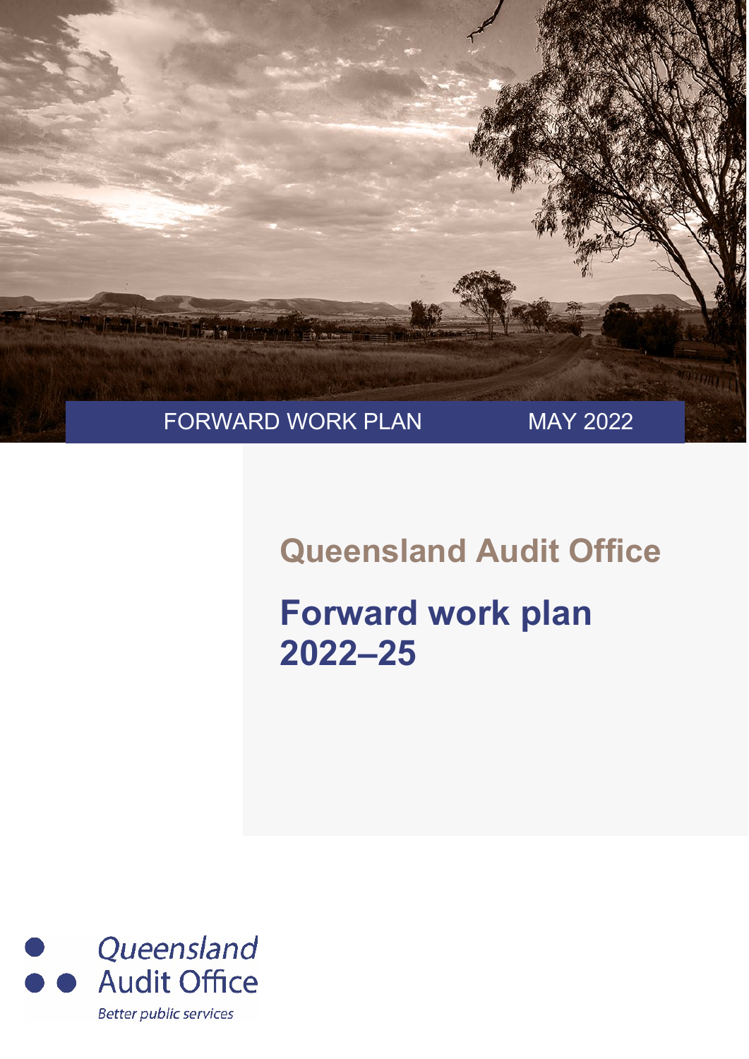FORWARD WORK PLAN MAY 2022

## Queensland Audit Office

# Forward work plan 2022–25

Queensland Audit Office

*Better public services*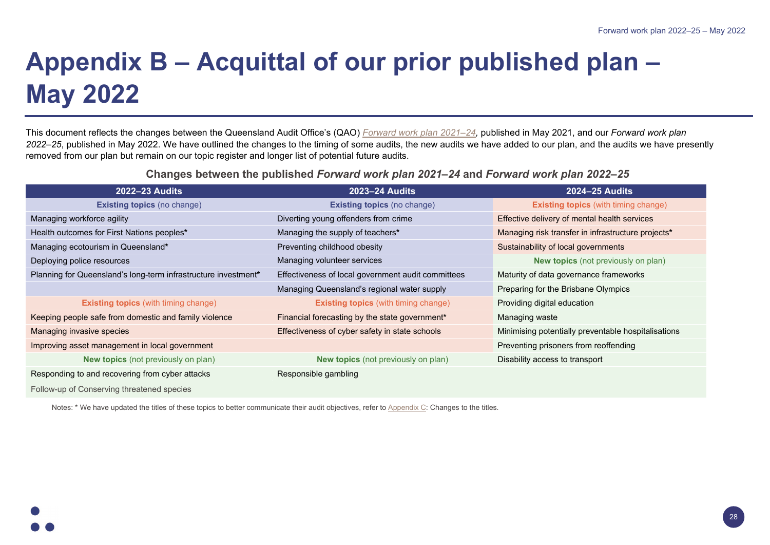# Appendix B – Acquittal of our prior published plan – May 2022

This document reflects the changes between the Queensland Audit Office's (QAO) *Forward work plan 2021–24*, published in May 2021, and our *Forward work plan 2022–25*, published in May 2022. We have outlined the changes to the timing of some audits, the new audits we have added to our plan, and the audits we have presently removed from our plan but remain on our topic register and longer list of potential future audits.

**Changes between the published *Forward work plan 2021–24* and *Forward work plan 2022–25***

| 2022–23 Audits | 2023–24 Audits | 2024–25 Audits |
|---|---|---|
| **Existing topics** (no change) | **Existing topics** (no change) | **Existing topics** (with timing change) |
| Managing workforce agility | Diverting young offenders from crime | Effective delivery of mental health services |
| Health outcomes for First Nations peoples* | Managing the supply of teachers* | Managing risk transfer in infrastructure projects* |
| Managing ecotourism in Queensland* | Preventing childhood obesity | Sustainability of local governments |
| Deploying police resources | Managing volunteer services | **New topics** (not previously on plan) |
| Planning for Queensland's long-term infrastructure investment* | Effectiveness of local government audit committees | Maturity of data governance frameworks |
| | Managing Queensland's regional water supply | Preparing for the Brisbane Olympics |
| **Existing topics** (with timing change) | **Existing topics** (with timing change) | Providing digital education |
| Keeping people safe from domestic and family violence | Financial forecasting by the state government* | Managing waste |
| Managing invasive species | Effectiveness of cyber safety in state schools | Minimising potentially preventable hospitalisations |
| Improving asset management in local government | | Preventing prisoners from reoffending |
| **New topics** (not previously on plan) | **New topics** (not previously on plan) | Disability access to transport |
| Responding to and recovering from cyber attacks | Responsible gambling | |
| Follow-up of Conserving threatened species | | |

Notes: * We have updated the titles of these topics to better communicate their audit objectives, refer to Appendix C: Changes to the titles.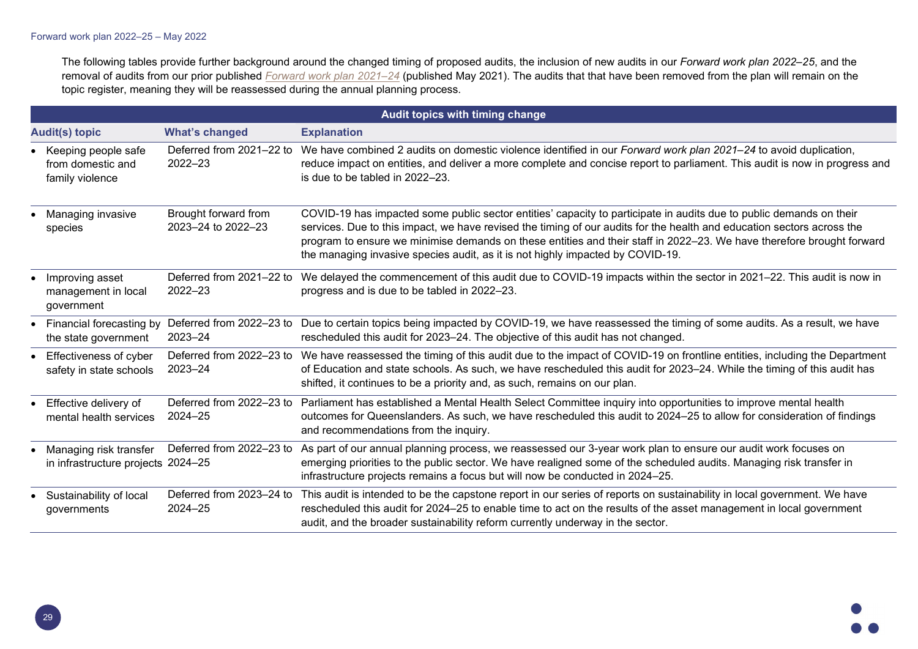The following tables provide further background around the changed timing of proposed audits, the inclusion of new audits in our *Forward work plan 2022–25*, and the removal of audits from our prior published *Forward work plan 2021–24* (published May 2021). The audits that that have been removed from the plan will remain on the topic register, meaning they will be reassessed during the annual planning process.

| **Audit topics with timing change** | | |
|---|---|---|
| **Audit(s) topic** | **What's changed** | **Explanation** |
| • Keeping people safe from domestic and family violence | Deferred from 2021–22 to 2022–23 | We have combined 2 audits on domestic violence identified in our *Forward work plan 2021–24* to avoid duplication, reduce impact on entities, and deliver a more complete and concise report to parliament. This audit is now in progress and is due to be tabled in 2022–23. |
| • Managing invasive species | Brought forward from 2023–24 to 2022–23 | COVID-19 has impacted some public sector entities' capacity to participate in audits due to public demands on their services. Due to this impact, we have revised the timing of our audits for the health and education sectors across the program to ensure we minimise demands on these entities and their staff in 2022–23. We have therefore brought forward the managing invasive species audit, as it is not highly impacted by COVID-19. |
| • Improving asset management in local government | Deferred from 2021–22 to 2022–23 | We delayed the commencement of this audit due to COVID-19 impacts within the sector in 2021–22. This audit is now in progress and is due to be tabled in 2022–23. |
| • Financial forecasting by the state government | Deferred from 2022–23 to 2023–24 | Due to certain topics being impacted by COVID-19, we have reassessed the timing of some audits. As a result, we have rescheduled this audit for 2023–24. The objective of this audit has not changed. |
| • Effectiveness of cyber safety in state schools | Deferred from 2022–23 to 2023–24 | We have reassessed the timing of this audit due to the impact of COVID-19 on frontline entities, including the Department of Education and state schools. As such, we have rescheduled this audit for 2023–24. While the timing of this audit has shifted, it continues to be a priority and, as such, remains on our plan. |
| • Effective delivery of mental health services | Deferred from 2022–23 to 2024–25 | Parliament has established a Mental Health Select Committee inquiry into opportunities to improve mental health outcomes for Queenslanders. As such, we have rescheduled this audit to 2024–25 to allow for consideration of findings and recommendations from the inquiry. |
| • Managing risk transfer in infrastructure projects | Deferred from 2022–23 to 2024–25 | As part of our annual planning process, we reassessed our 3-year work plan to ensure our audit work focuses on emerging priorities to the public sector. We have realigned some of the scheduled audits. Managing risk transfer in infrastructure projects remains a focus but will now be conducted in 2024–25. |
| • Sustainability of local governments | Deferred from 2023–24 to 2024–25 | This audit is intended to be the capstone report in our series of reports on sustainability in local government. We have rescheduled this audit for 2024–25 to enable time to act on the results of the asset management in local government audit, and the broader sustainability reform currently underway in the sector. |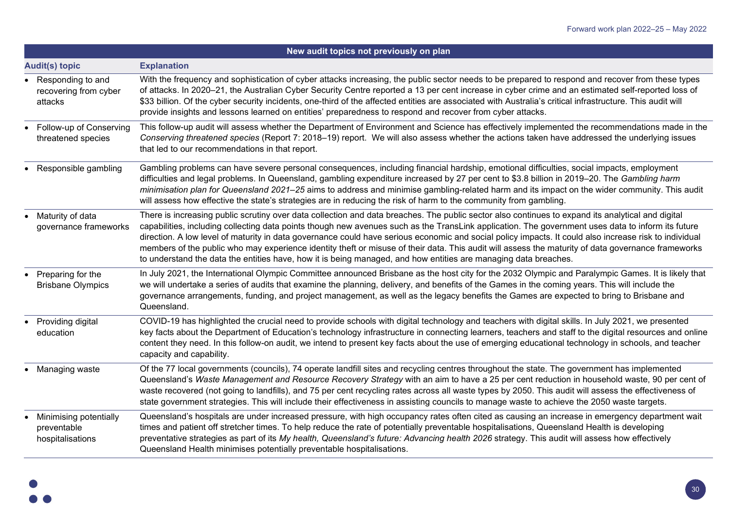| New audit topics not previously on plan | |
|---|---|
| **Audit(s) topic** | **Explanation** |
| • Responding to and recovering from cyber attacks | With the frequency and sophistication of cyber attacks increasing, the public sector needs to be prepared to respond and recover from these types of attacks. In 2020–21, the Australian Cyber Security Centre reported a 13 per cent increase in cyber crime and an estimated self-reported loss of $33 billion. Of the cyber security incidents, one-third of the affected entities are associated with Australia's critical infrastructure. This audit will provide insights and lessons learned on entities' preparedness to respond and recover from cyber attacks. |
| • Follow-up of Conserving threatened species | This follow-up audit will assess whether the Department of Environment and Science has effectively implemented the recommendations made in the *Conserving threatened species* (Report 7: 2018–19) report. We will also assess whether the actions taken have addressed the underlying issues that led to our recommendations in that report. |
| • Responsible gambling | Gambling problems can have severe personal consequences, including financial hardship, emotional difficulties, social impacts, employment difficulties and legal problems. In Queensland, gambling expenditure increased by 27 per cent to $3.8 billion in 2019–20. The *Gambling harm minimisation plan for Queensland 2021–25* aims to address and minimise gambling-related harm and its impact on the wider community. This audit will assess how effective the state's strategies are in reducing the risk of harm to the community from gambling. |
| • Maturity of data governance frameworks | There is increasing public scrutiny over data collection and data breaches. The public sector also continues to expand its analytical and digital capabilities, including collecting data points though new avenues such as the TransLink application. The government uses data to inform its future direction. A low level of maturity in data governance could have serious economic and social policy impacts. It could also increase risk to individual members of the public who may experience identity theft or misuse of their data. This audit will assess the maturity of data governance frameworks to understand the data the entities have, how it is being managed, and how entities are managing data breaches. |
| • Preparing for the Brisbane Olympics | In July 2021, the International Olympic Committee announced Brisbane as the host city for the 2032 Olympic and Paralympic Games. It is likely that we will undertake a series of audits that examine the planning, delivery, and benefits of the Games in the coming years. This will include the governance arrangements, funding, and project management, as well as the legacy benefits the Games are expected to bring to Brisbane and Queensland. |
| • Providing digital education | COVID-19 has highlighted the crucial need to provide schools with digital technology and teachers with digital skills. In July 2021, we presented key facts about the Department of Education's technology infrastructure in connecting learners, teachers and staff to the digital resources and online content they need. In this follow-on audit, we intend to present key facts about the use of emerging educational technology in schools, and teacher capacity and capability. |
| • Managing waste | Of the 77 local governments (councils), 74 operate landfill sites and recycling centres throughout the state. The government has implemented Queensland's *Waste Management and Resource Recovery Strategy* with an aim to have a 25 per cent reduction in household waste, 90 per cent of waste recovered (not going to landfills), and 75 per cent recycling rates across all waste types by 2050. This audit will assess the effectiveness of state government strategies. This will include their effectiveness in assisting councils to manage waste to achieve the 2050 waste targets. |
| • Minimising potentially preventable hospitalisations | Queensland's hospitals are under increased pressure, with high occupancy rates often cited as causing an increase in emergency department wait times and patient off stretcher times. To help reduce the rate of potentially preventable hospitalisations, Queensland Health is developing preventative strategies as part of its *My health, Queensland's future: Advancing health 2026* strategy. This audit will assess how effectively Queensland Health minimises potentially preventable hospitalisations. |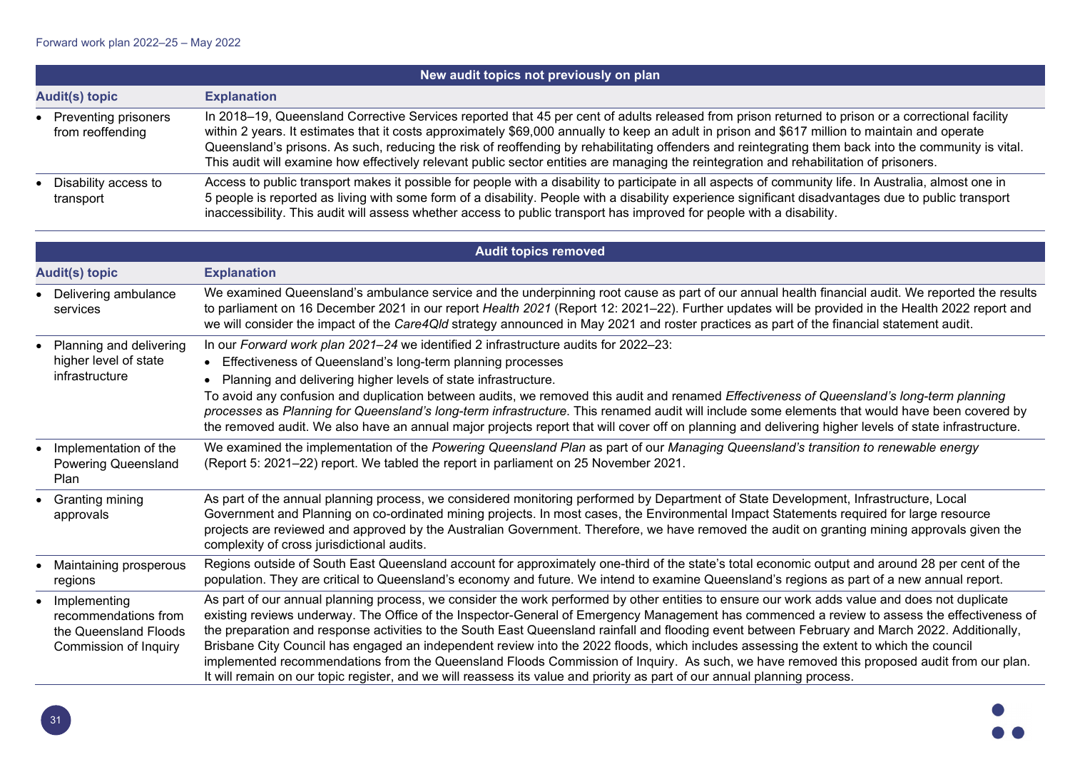| New audit topics not previously on plan | |
|---|---|
| **Audit(s) topic** | **Explanation** |
| • Preventing prisoners from reoffending | In 2018–19, Queensland Corrective Services reported that 45 per cent of adults released from prison returned to prison or a correctional facility within 2 years. It estimates that it costs approximately $69,000 annually to keep an adult in prison and $617 million to maintain and operate Queensland's prisons. As such, reducing the risk of reoffending by rehabilitating offenders and reintegrating them back into the community is vital. This audit will examine how effectively relevant public sector entities are managing the reintegration and rehabilitation of prisoners. |
| • Disability access to transport | Access to public transport makes it possible for people with a disability to participate in all aspects of community life. In Australia, almost one in 5 people is reported as living with some form of a disability. People with a disability experience significant disadvantages due to public transport inaccessibility. This audit will assess whether access to public transport has improved for people with a disability. |

| Audit topics removed | |
|---|---|
| **Audit(s) topic** | **Explanation** |
| • Delivering ambulance services | We examined Queensland's ambulance service and the underpinning root cause as part of our annual health financial audit. We reported the results to parliament on 16 December 2021 in our report *Health 2021* (Report 12: 2021–22). Further updates will be provided in the Health 2022 report and we will consider the impact of the *Care4Qld* strategy announced in May 2021 and roster practices as part of the financial statement audit. |
| • Planning and delivering higher level of state infrastructure | In our *Forward work plan 2021–24* we identified 2 infrastructure audits for 2022–23:<br>• Effectiveness of Queensland's long-term planning processes<br>• Planning and delivering higher levels of state infrastructure.<br>To avoid any confusion and duplication between audits, we removed this audit and renamed *Effectiveness of Queensland's long-term planning processes* as *Planning for Queensland's long-term infrastructure*. This renamed audit will include some elements that would have been covered by the removed audit. We also have an annual major projects report that will cover off on planning and delivering higher levels of state infrastructure. |
| • Implementation of the Powering Queensland Plan | We examined the implementation of the *Powering Queensland Plan* as part of our *Managing Queensland's transition to renewable energy* (Report 5: 2021–22) report. We tabled the report in parliament on 25 November 2021. |
| • Granting mining approvals | As part of the annual planning process, we considered monitoring performed by Department of State Development, Infrastructure, Local Government and Planning on co-ordinated mining projects. In most cases, the Environmental Impact Statements required for large resource projects are reviewed and approved by the Australian Government. Therefore, we have removed the audit on granting mining approvals given the complexity of cross jurisdictional audits. |
| • Maintaining prosperous regions | Regions outside of South East Queensland account for approximately one-third of the state's total economic output and around 28 per cent of the population. They are critical to Queensland's economy and future. We intend to examine Queensland's regions as part of a new annual report. |
| • Implementing recommendations from the Queensland Floods Commission of Inquiry | As part of our annual planning process, we consider the work performed by other entities to ensure our work adds value and does not duplicate existing reviews underway. The Office of the Inspector-General of Emergency Management has commenced a review to assess the effectiveness of the preparation and response activities to the South East Queensland rainfall and flooding event between February and March 2022. Additionally, Brisbane City Council has engaged an independent review into the 2022 floods, which includes assessing the extent to which the council implemented recommendations from the Queensland Floods Commission of Inquiry. As such, we have removed this proposed audit from our plan. It will remain on our topic register, and we will reassess its value and priority as part of our annual planning process. |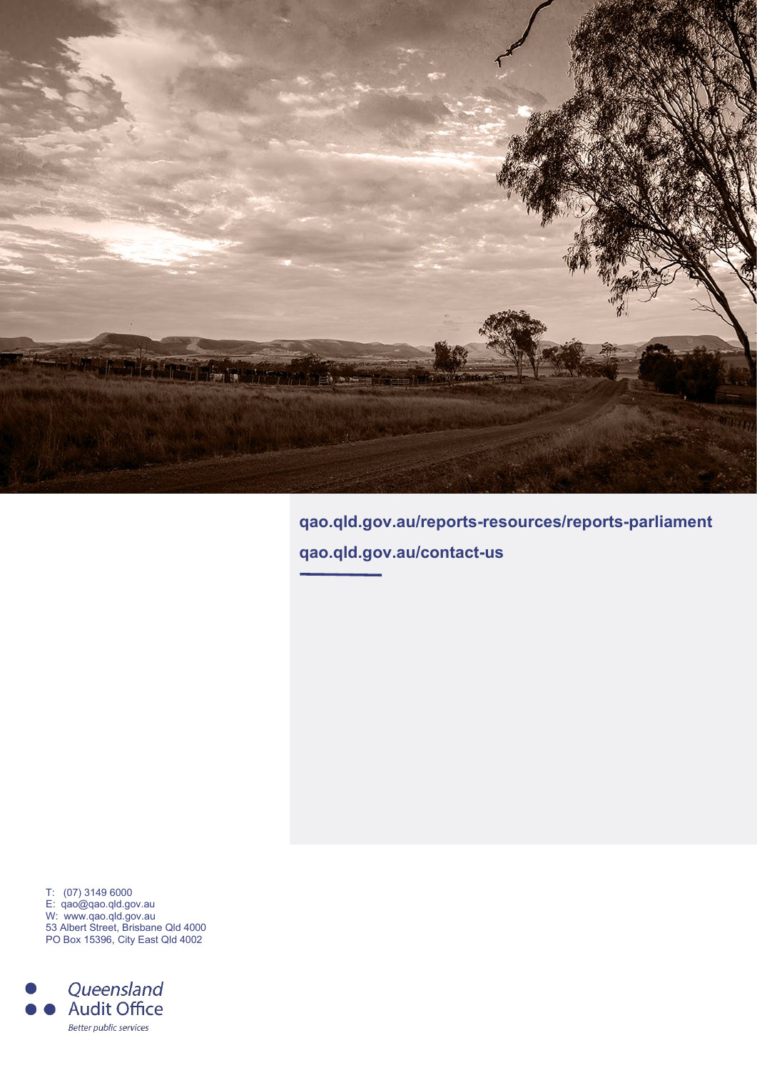qao.qld.gov.au/reports-resources/reports-parliament

qao.qld.gov.au/contact-us

T: (07) 3149 6000
E: qao@qao.qld.gov.au
W: www.qao.qld.gov.au
53 Albert Street, Brisbane Qld 4000
PO Box 15396, City East Qld 4002

Queensland Audit Office

*Better public services*